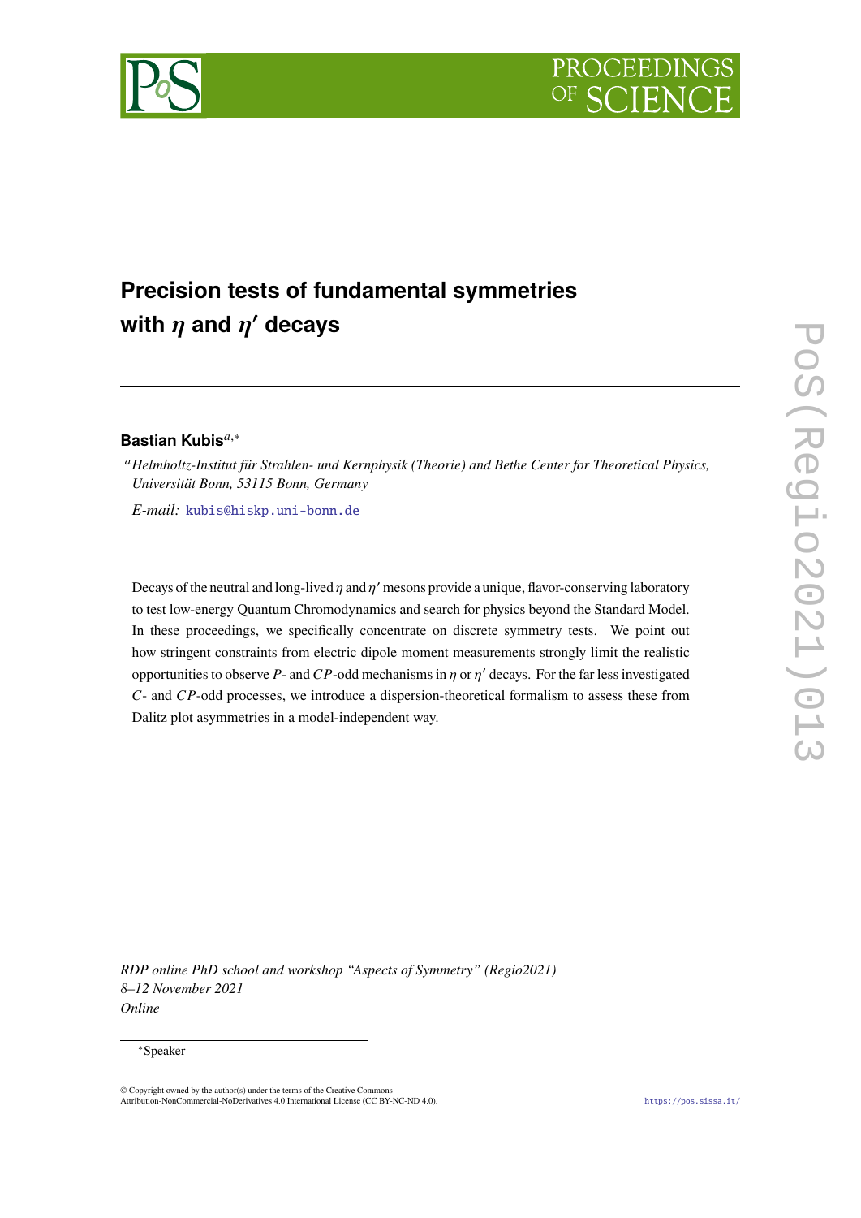# Precision tests of fundamental symmetries with $\eta$ and $\eta'$ decays

**Bastian Kubis**[a,*]

[a] *Helmholtz-Institut für Strahlen- und Kernphysik (Theorie) and Bethe Center for Theoretical Physics, Universität Bonn, 53115 Bonn, Germany*

*E-mail:* kubis@hiskp.uni-bonn.de

Decays of the neutral and long-lived $\eta$ and $\eta'$ mesons provide a unique, flavor-conserving laboratory to test low-energy Quantum Chromodynamics and search for physics beyond the Standard Model. In these proceedings, we specifically concentrate on discrete symmetry tests. We point out how stringent constraints from electric dipole moment measurements strongly limit the realistic opportunities to observe $P$- and $CP$-odd mechanisms in $\eta$ or $\eta'$ decays. For the far less investigated $C$- and $CP$-odd processes, we introduce a dispersion-theoretical formalism to assess these from Dalitz plot asymmetries in a model-independent way.

*RDP online PhD school and workshop "Aspects of Symmetry" (Regio2021)*
*8–12 November 2021*
*Online*

[*] Speaker

© Copyright owned by the author(s) under the terms of the Creative Commons Attribution-NonCommercial-NoDerivatives 4.0 International License (CC BY-NC-ND 4.0).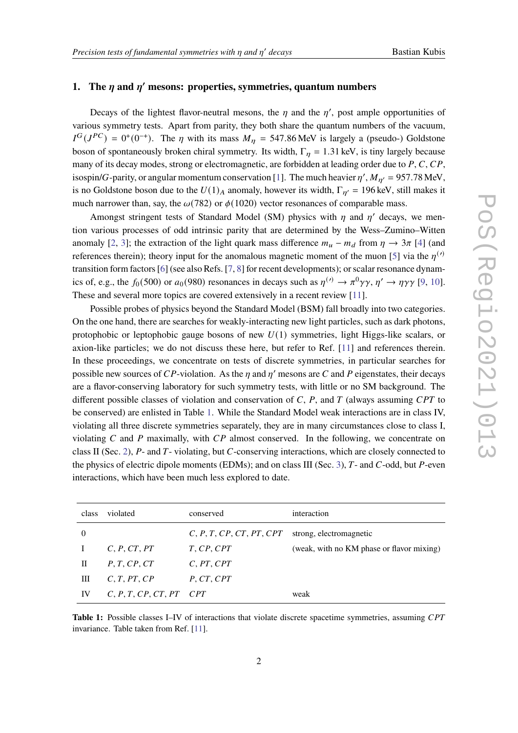## 1. The $\eta$ and $\eta'$ mesons: properties, symmetries, quantum numbers

Decays of the lightest flavor-neutral mesons, the $\eta$ and the $\eta'$, post ample opportunities of various symmetry tests. Apart from parity, they both share the quantum numbers of the vacuum, $I^G(J^{PC}) = 0^+(0^{-+})$. The $\eta$ with its mass $M_\eta = 547.86\,\text{MeV}$ is largely a (pseudo-) Goldstone boson of spontaneously broken chiral symmetry. Its width, $\Gamma_\eta = 1.31\,\text{keV}$, is tiny largely because many of its decay modes, strong or electromagnetic, are forbidden at leading order due to $P$, $C$, $CP$, isospin/$G$-parity, or angular momentum conservation [1]. The much heavier $\eta'$, $M_{\eta'} = 957.78\,\text{MeV}$, is no Goldstone boson due to the $U(1)_A$ anomaly, however its width, $\Gamma_{\eta'} = 196\,\text{keV}$, still makes it much narrower than, say, the $\omega(782)$ or $\phi(1020)$ vector resonances of comparable mass.

Amongst stringent tests of Standard Model (SM) physics with $\eta$ and $\eta'$ decays, we mention various processes of odd intrinsic parity that are determined by the Wess–Zumino–Witten anomaly [2, 3]; the extraction of the light quark mass difference $m_u - m_d$ from $\eta \to 3\pi$ [4] (and references therein); theory input for the anomalous magnetic moment of the muon [5] via the $\eta^{(\prime)}$ transition form factors [6] (see also Refs. [7, 8] for recent developments); or scalar resonance dynamics of, e.g., the $f_0(500)$ or $a_0(980)$ resonances in decays such as $\eta^{(\prime)} \to \pi^0\gamma\gamma$, $\eta' \to \eta\gamma\gamma$ [9, 10]. These and several more topics are covered extensively in a recent review [11].

Possible probes of physics beyond the Standard Model (BSM) fall broadly into two categories. On the one hand, there are searches for weakly-interacting new light particles, such as dark photons, protophobic or leptophobic gauge bosons of new $U(1)$ symmetries, light Higgs-like scalars, or axion-like particles; we do not discuss these here, but refer to Ref. [11] and references therein. In these proceedings, we concentrate on tests of discrete symmetries, in particular searches for possible new sources of $CP$-violation. As the $\eta$ and $\eta'$ mesons are $C$ and $P$ eigenstates, their decays are a flavor-conserving laboratory for such symmetry tests, with little or no SM background. The different possible classes of violation and conservation of $C$, $P$, and $T$ (always assuming $CPT$ to be conserved) are enlisted in Table 1. While the Standard Model weak interactions are in class IV, violating all three discrete symmetries separately, they are in many circumstances close to class I, violating $C$ and $P$ maximally, with $CP$ almost conserved. In the following, we concentrate on class II (Sec. 2), $P$- and $T$- violating, but $C$-conserving interactions, which are closely connected to the physics of electric dipole moments (EDMs); and on class III (Sec. 3), $T$- and $C$-odd, but $P$-even interactions, which have been much less explored to date.

| class | violated | conserved | interaction |
|---|---|---|---|
| 0 | | $C, P, T, CP, CT, PT, CPT$ | strong, electromagnetic |
| I | $C, P, CT, PT$ | $T, CP, CPT$ | (weak, with no KM phase or flavor mixing) |
| II | $P, T, CP, CT$ | $C, PT, CPT$ | |
| III | $C, T, PT, CP$ | $P, CT, CPT$ | |
| IV | $C, P, T, CP, CT, PT$ | $CPT$ | weak |

**Table 1:** Possible classes I–IV of interactions that violate discrete spacetime symmetries, assuming $CPT$ invariance. Table taken from Ref. [11].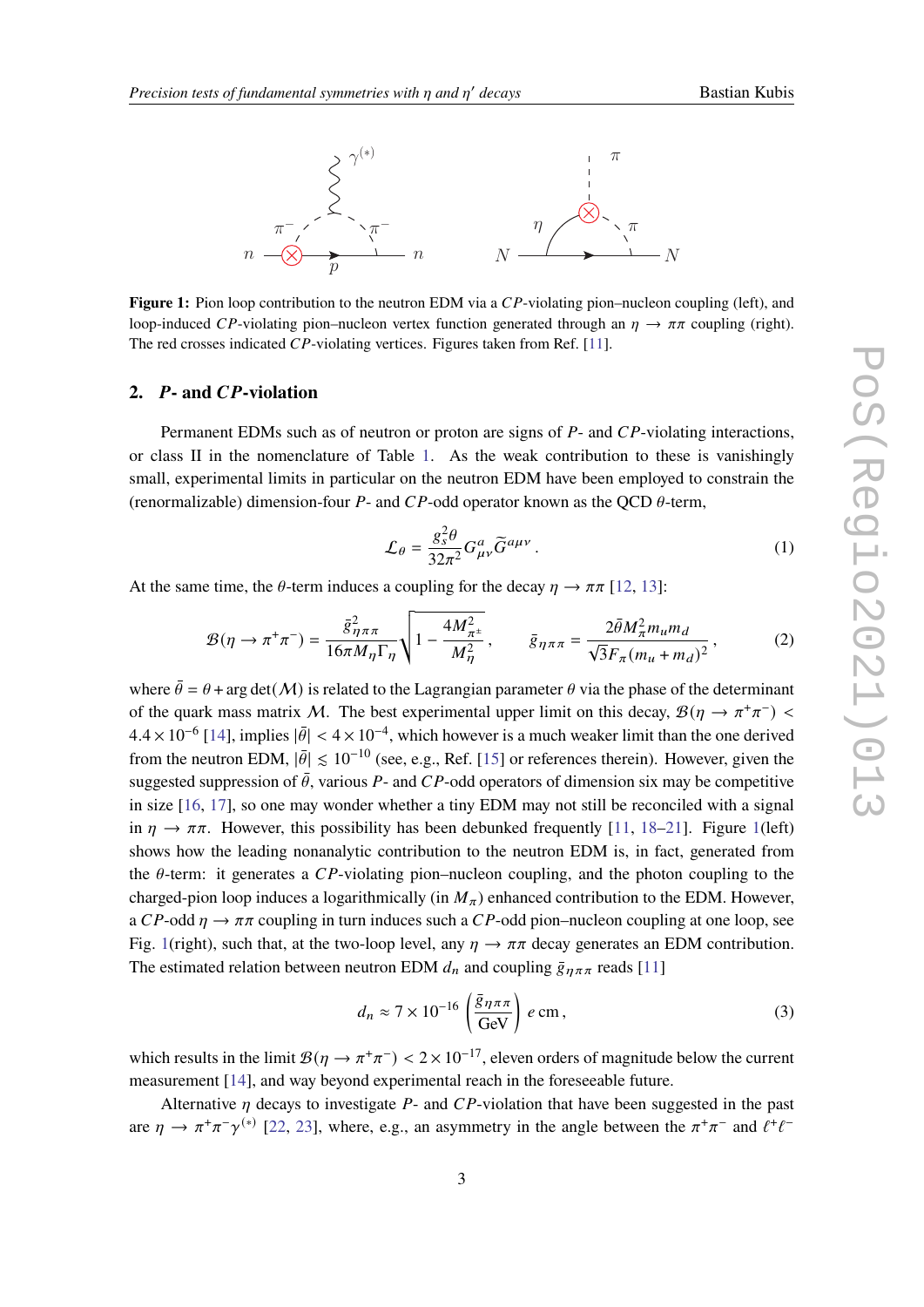**Figure 1:** Pion loop contribution to the neutron EDM via a $CP$-violating pion–nucleon coupling (left), and loop-induced $CP$-violating pion–nucleon vertex function generated through an $\eta \to \pi\pi$ coupling (right). The red crosses indicated $CP$-violating vertices. Figures taken from Ref. [11].

## 2. *P*- and *CP*-violation

Permanent EDMs such as of neutron or proton are signs of $P$- and $CP$-violating interactions, or class II in the nomenclature of Table 1. As the weak contribution to these is vanishingly small, experimental limits in particular on the neutron EDM have been employed to constrain the (renormalizable) dimension-four $P$- and $CP$-odd operator known as the QCD $\theta$-term,

$$\mathcal{L}_\theta = \frac{g_s^2 \theta}{32\pi^2} G^a_{\mu\nu} \widetilde{G}^{a\mu\nu} . \tag{1}$$

At the same time, the $\theta$-term induces a coupling for the decay $\eta \to \pi\pi$ [12, 13]:

$$\mathcal{B}(\eta \to \pi^+\pi^-) = \frac{\bar{g}^2_{\eta\pi\pi}}{16\pi M_\eta \Gamma_\eta} \sqrt{1 - \frac{4M^2_{\pi^\pm}}{M^2_\eta}} , \qquad \bar{g}_{\eta\pi\pi} = \frac{2\bar{\theta} M^2_\pi m_u m_d}{\sqrt{3} F_\pi (m_u + m_d)^2} , \tag{2}$$

where $\bar{\theta} = \theta + \arg\det(\mathcal{M})$ is related to the Lagrangian parameter $\theta$ via the phase of the determinant of the quark mass matrix $\mathcal{M}$. The best experimental upper limit on this decay, $\mathcal{B}(\eta \to \pi^+\pi^-) < 4.4 \times 10^{-6}$ [14], implies $|\bar{\theta}| < 4 \times 10^{-4}$, which however is a much weaker limit than the one derived from the neutron EDM, $|\bar{\theta}| \lesssim 10^{-10}$ (see, e.g., Ref. [15] or references therein). However, given the suggested suppression of $\bar{\theta}$, various $P$- and $CP$-odd operators of dimension six may be competitive in size [16, 17], so one may wonder whether a tiny EDM may not still be reconciled with a signal in $\eta \to \pi\pi$. However, this possibility has been debunked frequently [11, 18–21]. Figure 1(left) shows how the leading nonanalytic contribution to the neutron EDM is, in fact, generated from the $\theta$-term: it generates a $CP$-violating pion–nucleon coupling, and the photon coupling to the charged-pion loop induces a logarithmically (in $M_\pi$) enhanced contribution to the EDM. However, a $CP$-odd $\eta \to \pi\pi$ coupling in turn induces such a $CP$-odd pion–nucleon coupling at one loop, see Fig. 1(right), such that, at the two-loop level, any $\eta \to \pi\pi$ decay generates an EDM contribution. The estimated relation between neutron EDM $d_n$ and coupling $\bar{g}_{\eta\pi\pi}$ reads [11]

$$d_n \approx 7 \times 10^{-16} \left( \frac{\bar{g}_{\eta\pi\pi}}{\text{GeV}} \right) e\,\text{cm} , \tag{3}$$

which results in the limit $\mathcal{B}(\eta \to \pi^+\pi^-) < 2 \times 10^{-17}$, eleven orders of magnitude below the current measurement [14], and way beyond experimental reach in the foreseeable future.

Alternative $\eta$ decays to investigate $P$- and $CP$-violation that have been suggested in the past are $\eta \to \pi^+\pi^-\gamma^{(*)}$ [22, 23], where, e.g., an asymmetry in the angle between the $\pi^+\pi^-$ and $\ell^+\ell^-$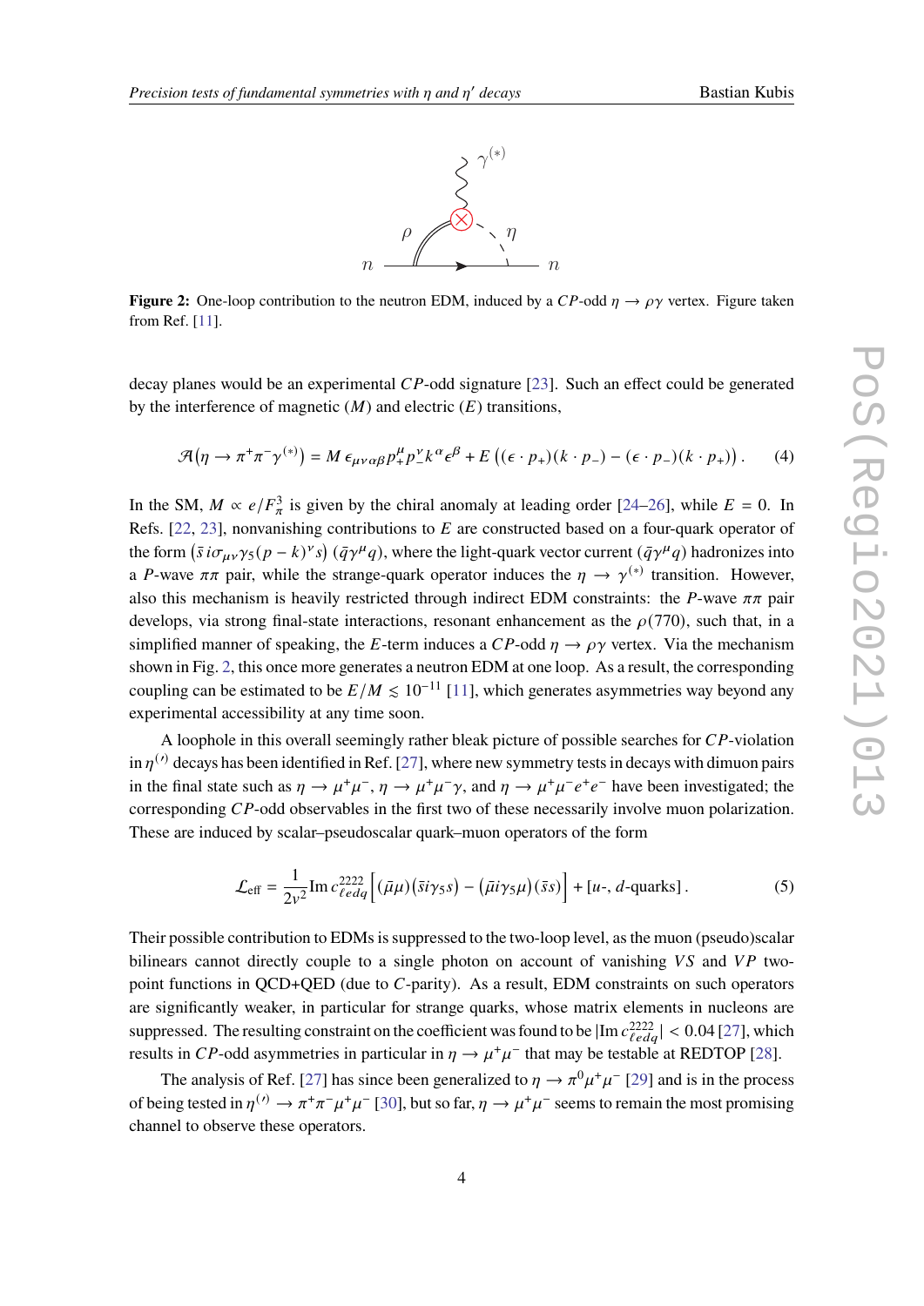**Figure 2:** One-loop contribution to the neutron EDM, induced by a $CP$-odd $\eta \to \rho\gamma$ vertex. Figure taken from Ref. [11].

decay planes would be an experimental $CP$-odd signature [23]. Such an effect could be generated by the interference of magnetic ($M$) and electric ($E$) transitions,

$$\mathcal{A}\big(\eta \to \pi^+\pi^-\gamma^{(*)}\big) = M\,\epsilon_{\mu\nu\alpha\beta}p_+^\mu p_-^\nu k^\alpha \epsilon^\beta + E\,\big((\epsilon\cdot p_+)(k\cdot p_-) - (\epsilon\cdot p_-)(k\cdot p_+)\big)\,. \tag{4}$$

In the SM, $M \propto e/F_\pi^3$ is given by the chiral anomaly at leading order [24–26], while $E = 0$. In Refs. [22, 23], nonvanishing contributions to $E$ are constructed based on a four-quark operator of the form $\big(\bar{s}\, i\sigma_{\mu\nu}\gamma_5(p-k)^\nu s\big)\,(\bar{q}\gamma^\mu q)$, where the light-quark vector current $(\bar{q}\gamma^\mu q)$ hadronizes into a $P$-wave $\pi\pi$ pair, while the strange-quark operator induces the $\eta \to \gamma^{(*)}$ transition. However, also this mechanism is heavily restricted through indirect EDM constraints: the $P$-wave $\pi\pi$ pair develops, via strong final-state interactions, resonant enhancement as the $\rho(770)$, such that, in a simplified manner of speaking, the $E$-term induces a $CP$-odd $\eta \to \rho\gamma$ vertex. Via the mechanism shown in Fig. 2, this once more generates a neutron EDM at one loop. As a result, the corresponding coupling can be estimated to be $E/M \lesssim 10^{-11}$ [11], which generates asymmetries way beyond any experimental accessibility at any time soon.

A loophole in this overall seemingly rather bleak picture of possible searches for $CP$-violation in $\eta^{(\prime)}$ decays has been identified in Ref. [27], where new symmetry tests in decays with dimuon pairs in the final state such as $\eta \to \mu^+\mu^-$, $\eta \to \mu^+\mu^-\gamma$, and $\eta \to \mu^+\mu^-e^+e^-$ have been investigated; the corresponding $CP$-odd observables in the first two of these necessarily involve muon polarization. These are induced by scalar–pseudoscalar quark–muon operators of the form

$$\mathcal{L}_{\text{eff}} = \frac{1}{2v^2}\operatorname{Im} c_{\ell edq}^{2222}\Big[(\bar{\mu}\mu)(\bar{s}i\gamma_5 s) - (\bar{\mu}i\gamma_5\mu)(\bar{s}s)\Big] + [u\text{-}, d\text{-quarks}]\,. \tag{5}$$

Their possible contribution to EDMs is suppressed to the two-loop level, as the muon (pseudo)scalar bilinears cannot directly couple to a single photon on account of vanishing $VS$ and $VP$ two-point functions in QCD+QED (due to $C$-parity). As a result, EDM constraints on such operators are significantly weaker, in particular for strange quarks, whose matrix elements in nucleons are suppressed. The resulting constraint on the coefficient was found to be $|\operatorname{Im} c_{\ell edq}^{2222}| < 0.04$ [27], which results in $CP$-odd asymmetries in particular in $\eta \to \mu^+\mu^-$ that may be testable at REDTOP [28].

The analysis of Ref. [27] has since been generalized to $\eta \to \pi^0\mu^+\mu^-$ [29] and is in the process of being tested in $\eta^{(\prime)} \to \pi^+\pi^-\mu^+\mu^-$ [30], but so far, $\eta \to \mu^+\mu^-$ seems to remain the most promising channel to observe these operators.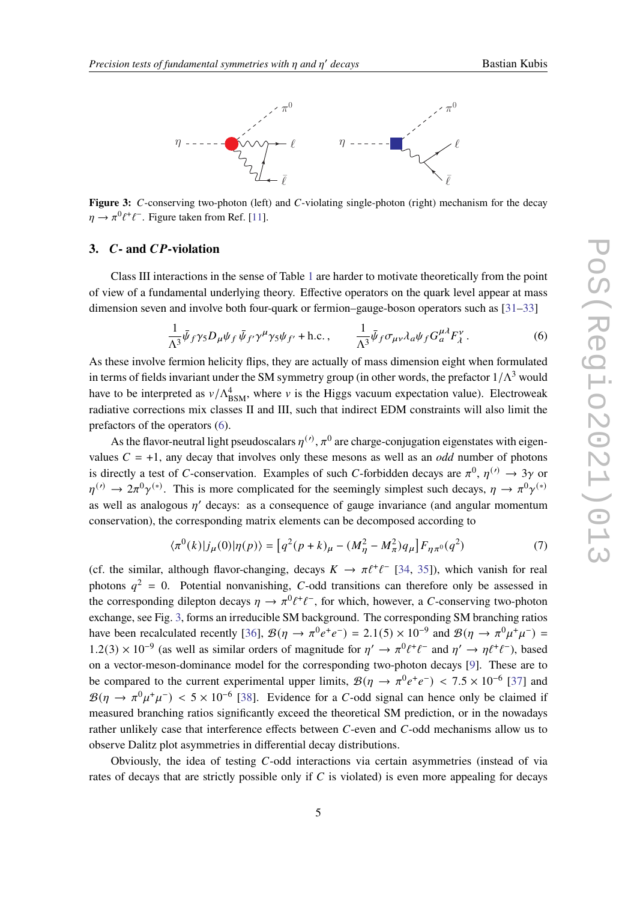**Figure 3:** $C$-conserving two-photon (left) and $C$-violating single-photon (right) mechanism for the decay $\eta \to \pi^0 \ell^+ \ell^-$. Figure taken from Ref. [11].

## 3. $C$- and $CP$-violation

Class III interactions in the sense of Table 1 are harder to motivate theoretically from the point of view of a fundamental underlying theory. Effective operators on the quark level appear at mass dimension seven and involve both four-quark or fermion–gauge-boson operators such as [31–33]

$$\frac{1}{\Lambda^3}\bar{\psi}_f \gamma_5 D_\mu \psi_f \, \bar{\psi}_{f'} \gamma^\mu \gamma_5 \psi_{f'} + \text{h.c.}\,, \qquad \frac{1}{\Lambda^3}\bar{\psi}_f \sigma_{\mu\nu} \lambda_a \psi_f G_a^{\mu\lambda} F_\lambda^\nu\,. \tag{6}$$

As these involve fermion helicity flips, they are actually of mass dimension eight when formulated in terms of fields invariant under the SM symmetry group (in other words, the prefactor $1/\Lambda^3$ would have to be interpreted as $v/\Lambda^4_{\text{BSM}}$, where $v$ is the Higgs vacuum expectation value). Electroweak radiative corrections mix classes II and III, such that indirect EDM constraints will also limit the prefactors of the operators (6).

As the flavor-neutral light pseudoscalars $\eta^{(\prime)}$, $\pi^0$ are charge-conjugation eigenstates with eigenvalues $C = +1$, any decay that involves only these mesons as well as an *odd* number of photons is directly a test of $C$-conservation. Examples of such $C$-forbidden decays are $\pi^0$, $\eta^{(\prime)} \to 3\gamma$ or $\eta^{(\prime)} \to 2\pi^0\gamma^{(*)}$. This is more complicated for the seemingly simplest such decays, $\eta \to \pi^0\gamma^{(*)}$ as well as analogous $\eta'$ decays: as a consequence of gauge invariance (and angular momentum conservation), the corresponding matrix elements can be decomposed according to

$$\langle \pi^0(k)|j_\mu(0)|\eta(p)\rangle = \left[q^2(p+k)_\mu - (M_\eta^2 - M_\pi^2)q_\mu\right] F_{\eta\pi^0}(q^2) \tag{7}$$

(cf. the similar, although flavor-changing, decays $K \to \pi\ell^+\ell^-$ [34, 35]), which vanish for real photons $q^2 = 0$. Potential nonvanishing, $C$-odd transitions can therefore only be assessed in the corresponding dilepton decays $\eta \to \pi^0\ell^+\ell^-$, for which, however, a $C$-conserving two-photon exchange, see Fig. 3, forms an irreducible SM background. The corresponding SM branching ratios have been recalculated recently [36], $\mathcal{B}(\eta \to \pi^0 e^+e^-) = 2.1(5) \times 10^{-9}$ and $\mathcal{B}(\eta \to \pi^0\mu^+\mu^-) = 1.2(3) \times 10^{-9}$ (as well as similar orders of magnitude for $\eta' \to \pi^0\ell^+\ell^-$ and $\eta' \to \eta\ell^+\ell^-$), based on a vector-meson-dominance model for the corresponding two-photon decays [9]. These are to be compared to the current experimental upper limits, $\mathcal{B}(\eta \to \pi^0 e^+e^-) < 7.5 \times 10^{-6}$ [37] and $\mathcal{B}(\eta \to \pi^0\mu^+\mu^-) < 5 \times 10^{-6}$ [38]. Evidence for a $C$-odd signal can hence only be claimed if measured branching ratios significantly exceed the theoretical SM prediction, or in the nowadays rather unlikely case that interference effects between $C$-even and $C$-odd mechanisms allow us to observe Dalitz plot asymmetries in differential decay distributions.

Obviously, the idea of testing $C$-odd interactions via certain asymmetries (instead of via rates of decays that are strictly possible only if $C$ is violated) is even more appealing for decays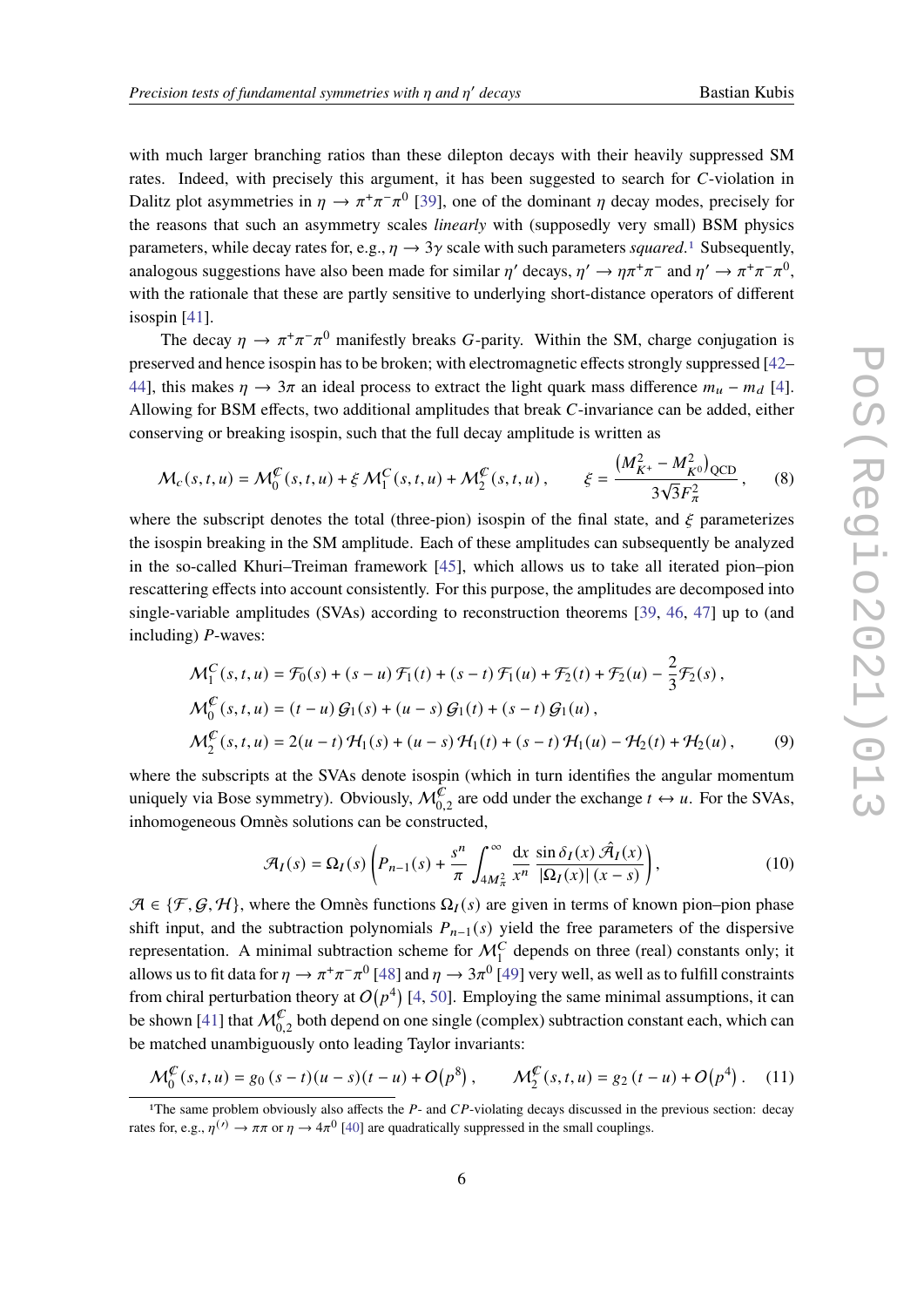with much larger branching ratios than these dilepton decays with their heavily suppressed SM rates. Indeed, with precisely this argument, it has been suggested to search for $C$-violation in Dalitz plot asymmetries in $\eta \to \pi^+\pi^-\pi^0$ [39], one of the dominant $\eta$ decay modes, precisely for the reasons that such an asymmetry scales *linearly* with (supposedly very small) BSM physics parameters, while decay rates for, e.g., $\eta \to 3\gamma$ scale with such parameters *squared*.[1] Subsequently, analogous suggestions have also been made for similar $\eta'$ decays, $\eta' \to \eta\pi^+\pi^-$ and $\eta' \to \pi^+\pi^-\pi^0$, with the rationale that these are partly sensitive to underlying short-distance operators of different isospin [41].

The decay $\eta \to \pi^+\pi^-\pi^0$ manifestly breaks $G$-parity. Within the SM, charge conjugation is preserved and hence isospin has to be broken; with electromagnetic effects strongly suppressed [42–44], this makes $\eta \to 3\pi$ an ideal process to extract the light quark mass difference $m_u - m_d$ [4]. Allowing for BSM effects, two additional amplitudes that break $C$-invariance can be added, either conserving or breaking isospin, such that the full decay amplitude is written as

$$\mathcal{M}_c(s,t,u) = \mathcal{M}_0^{\not{C}}(s,t,u) + \xi\, \mathcal{M}_1^{C}(s,t,u) + \mathcal{M}_2^{\not{C}}(s,t,u)\,, \qquad \xi = \frac{\left(M_{K^+}^2 - M_{K^0}^2\right)_{\text{QCD}}}{3\sqrt{3}F_\pi^2}\,, \tag{8}$$

where the subscript denotes the total (three-pion) isospin of the final state, and $\xi$ parameterizes the isospin breaking in the SM amplitude. Each of these amplitudes can subsequently be analyzed in the so-called Khuri–Treiman framework [45], which allows us to take all iterated pion–pion rescattering effects into account consistently. For this purpose, the amplitudes are decomposed into single-variable amplitudes (SVAs) according to reconstruction theorems [39, 46, 47] up to (and including) $P$-waves:

$$\begin{aligned}
\mathcal{M}_1^{C}(s,t,u) &= \mathcal{F}_0(s) + (s-u)\,\mathcal{F}_1(t) + (s-t)\,\mathcal{F}_1(u) + \mathcal{F}_2(t) + \mathcal{F}_2(u) - \frac{2}{3}\mathcal{F}_2(s)\,, \\
\mathcal{M}_0^{\not{C}}(s,t,u) &= (t-u)\,\mathcal{G}_1(s) + (u-s)\,\mathcal{G}_1(t) + (s-t)\,\mathcal{G}_1(u)\,, \\
\mathcal{M}_2^{\not{C}}(s,t,u) &= 2(u-t)\,\mathcal{H}_1(s) + (u-s)\,\mathcal{H}_1(t) + (s-t)\,\mathcal{H}_1(u) - \mathcal{H}_2(t) + \mathcal{H}_2(u)\,,
\end{aligned} \tag{9}$$

where the subscripts at the SVAs denote isospin (which in turn identifies the angular momentum uniquely via Bose symmetry). Obviously, $\mathcal{M}_{0,2}^{\not{C}}$ are odd under the exchange $t \leftrightarrow u$. For the SVAs, inhomogeneous Omnès solutions can be constructed,

$$\mathcal{A}_I(s) = \Omega_I(s)\left(P_{n-1}(s) + \frac{s^n}{\pi}\int_{4M_\pi^2}^{\infty}\frac{\mathrm{d}x}{x^n}\,\frac{\sin\delta_I(x)\,\hat{\mathcal{A}}_I(x)}{|\Omega_I(x)|\,(x-s)}\right), \tag{10}$$

$\mathcal{A} \in \{\mathcal{F}, \mathcal{G}, \mathcal{H}\}$, where the Omnès functions $\Omega_I(s)$ are given in terms of known pion–pion phase shift input, and the subtraction polynomials $P_{n-1}(s)$ yield the free parameters of the dispersive representation. A minimal subtraction scheme for $\mathcal{M}_1^{C}$ depends on three (real) constants only; it allows us to fit data for $\eta \to \pi^+\pi^-\pi^0$ [48] and $\eta \to 3\pi^0$ [49] very well, as well as to fulfill constraints from chiral perturbation theory at $\mathcal{O}(p^4)$ [4, 50]. Employing the same minimal assumptions, it can be shown [41] that $\mathcal{M}_{0,2}^{\not{C}}$ both depend on one single (complex) subtraction constant each, which can be matched unambiguously onto leading Taylor invariants:

$$\mathcal{M}_0^{\not{C}}(s,t,u) = g_0\,(s-t)(u-s)(t-u) + \mathcal{O}(p^8)\,, \qquad \mathcal{M}_2^{\not{C}}(s,t,u) = g_2\,(t-u) + \mathcal{O}(p^4)\,. \tag{11}$$

[1] The same problem obviously also affects the $P$- and $CP$-violating decays discussed in the previous section: decay rates for, e.g., $\eta^{(\prime)} \to \pi\pi$ or $\eta \to 4\pi^0$ [40] are quadratically suppressed in the small couplings.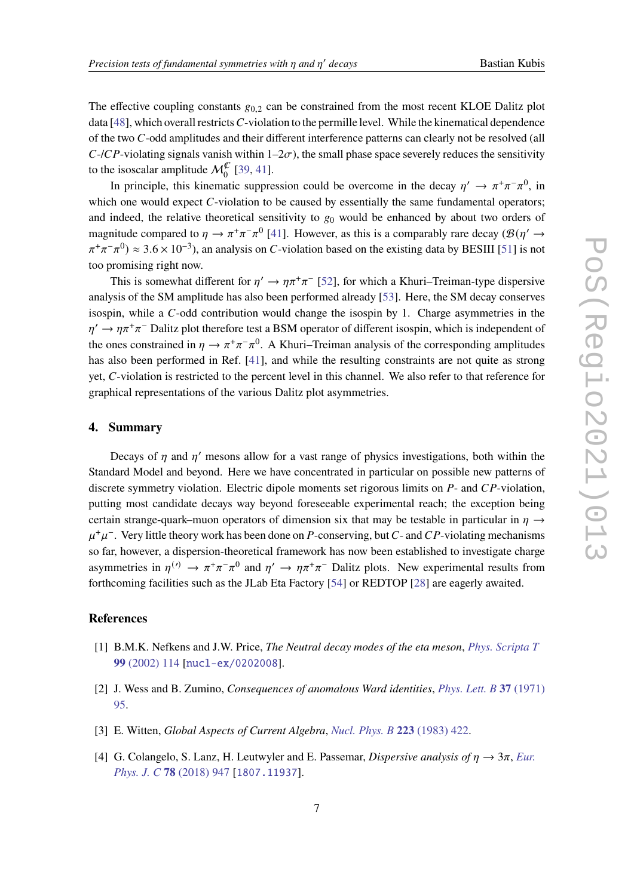The effective coupling constants $g_{0,2}$ can be constrained from the most recent KLOE Dalitz plot data [48], which overall restricts $C$-violation to the permille level. While the kinematical dependence of the two $C$-odd amplitudes and their different interference patterns can clearly not be resolved (all $C$-/$CP$-violating signals vanish within 1–2$\sigma$), the small phase space severely reduces the sensitivity to the isoscalar amplitude $\mathcal{M}_0^{\mathcal{C}}$ [39, 41].

In principle, this kinematic suppression could be overcome in the decay $\eta' \to \pi^+\pi^-\pi^0$, in which one would expect $C$-violation to be caused by essentially the same fundamental operators; and indeed, the relative theoretical sensitivity to $g_0$ would be enhanced by about two orders of magnitude compared to $\eta \to \pi^+\pi^-\pi^0$ [41]. However, as this is a comparably rare decay ($\mathcal{B}(\eta' \to \pi^+\pi^-\pi^0) \approx 3.6 \times 10^{-3}$), an analysis on $C$-violation based on the existing data by BESIII [51] is not too promising right now.

This is somewhat different for $\eta' \to \eta\pi^+\pi^-$ [52], for which a Khuri–Treiman-type dispersive analysis of the SM amplitude has also been performed already [53]. Here, the SM decay conserves isospin, while a $C$-odd contribution would change the isospin by 1. Charge asymmetries in the $\eta' \to \eta\pi^+\pi^-$ Dalitz plot therefore test a BSM operator of different isospin, which is independent of the ones constrained in $\eta \to \pi^+\pi^-\pi^0$. A Khuri–Treiman analysis of the corresponding amplitudes has also been performed in Ref. [41], and while the resulting constraints are not quite as strong yet, $C$-violation is restricted to the percent level in this channel. We also refer to that reference for graphical representations of the various Dalitz plot asymmetries.

## 4. Summary

Decays of $\eta$ and $\eta'$ mesons allow for a vast range of physics investigations, both within the Standard Model and beyond. Here we have concentrated in particular on possible new patterns of discrete symmetry violation. Electric dipole moments set rigorous limits on $P$- and $CP$-violation, putting most candidate decays way beyond foreseeable experimental reach; the exception being certain strange-quark–muon operators of dimension six that may be testable in particular in $\eta \to \mu^+\mu^-$. Very little theory work has been done on $P$-conserving, but $C$- and $CP$-violating mechanisms so far, however, a dispersion-theoretical framework has now been established to investigate charge asymmetries in $\eta^{(\prime)} \to \pi^+\pi^-\pi^0$ and $\eta' \to \eta\pi^+\pi^-$ Dalitz plots. New experimental results from forthcoming facilities such as the JLab Eta Factory [54] or REDTOP [28] are eagerly awaited.

## References

[1] B.M.K. Nefkens and J.W. Price, *The Neutral decay modes of the eta meson*, Phys. Scripta T **99** (2002) 114 [nucl-ex/0202008].

[2] J. Wess and B. Zumino, *Consequences of anomalous Ward identities*, Phys. Lett. B **37** (1971) 95.

[3] E. Witten, *Global Aspects of Current Algebra*, Nucl. Phys. B **223** (1983) 422.

[4] G. Colangelo, S. Lanz, H. Leutwyler and E. Passemar, *Dispersive analysis of $\eta \to 3\pi$*, Eur. Phys. J. C **78** (2018) 947 [1807.11937].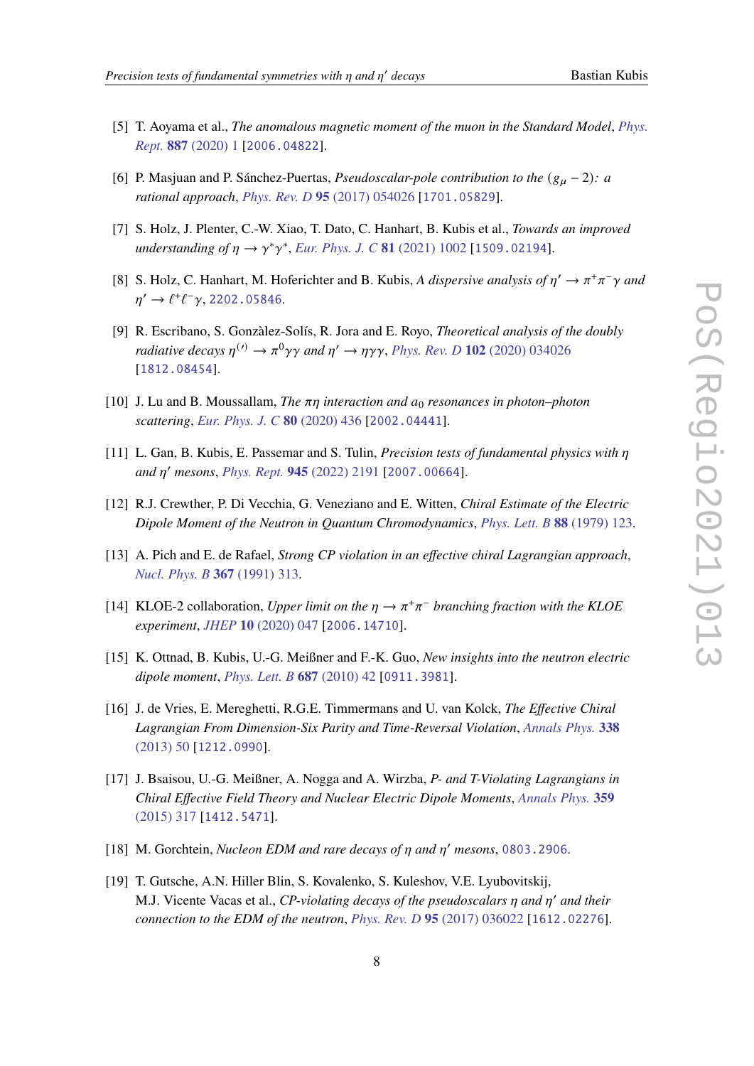[5] T. Aoyama et al., *The anomalous magnetic moment of the muon in the Standard Model*, *Phys. Rept.* **887** (2020) 1 [2006.04822].

[6] P. Masjuan and P. Sánchez-Puertas, *Pseudoscalar-pole contribution to the $(g_\mu - 2)$: a rational approach*, *Phys. Rev. D* **95** (2017) 054026 [1701.05829].

[7] S. Holz, J. Plenter, C.-W. Xiao, T. Dato, C. Hanhart, B. Kubis et al., *Towards an improved understanding of $\eta \to \gamma^*\gamma^*$*, *Eur. Phys. J. C* **81** (2021) 1002 [1509.02194].

[8] S. Holz, C. Hanhart, M. Hoferichter and B. Kubis, *A dispersive analysis of $\eta' \to \pi^+\pi^-\gamma$ and $\eta' \to \ell^+\ell^-\gamma$*, 2202.05846.

[9] R. Escribano, S. Gonzàlez-Solís, R. Jora and E. Royo, *Theoretical analysis of the doubly radiative decays $\eta^{(\prime)} \to \pi^0\gamma\gamma$ and $\eta' \to \eta\gamma\gamma$*, *Phys. Rev. D* **102** (2020) 034026 [1812.08454].

[10] J. Lu and B. Moussallam, *The $\pi\eta$ interaction and $a_0$ resonances in photon–photon scattering*, *Eur. Phys. J. C* **80** (2020) 436 [2002.04441].

[11] L. Gan, B. Kubis, E. Passemar and S. Tulin, *Precision tests of fundamental physics with $\eta$ and $\eta'$ mesons*, *Phys. Rept.* **945** (2022) 2191 [2007.00664].

[12] R.J. Crewther, P. Di Vecchia, G. Veneziano and E. Witten, *Chiral Estimate of the Electric Dipole Moment of the Neutron in Quantum Chromodynamics*, *Phys. Lett. B* **88** (1979) 123.

[13] A. Pich and E. de Rafael, *Strong CP violation in an effective chiral Lagrangian approach*, *Nucl. Phys. B* **367** (1991) 313.

[14] KLOE-2 collaboration, *Upper limit on the $\eta \to \pi^+\pi^-$ branching fraction with the KLOE experiment*, *JHEP* **10** (2020) 047 [2006.14710].

[15] K. Ottnad, B. Kubis, U.-G. Meißner and F.-K. Guo, *New insights into the neutron electric dipole moment*, *Phys. Lett. B* **687** (2010) 42 [0911.3981].

[16] J. de Vries, E. Mereghetti, R.G.E. Timmermans and U. van Kolck, *The Effective Chiral Lagrangian From Dimension-Six Parity and Time-Reversal Violation*, *Annals Phys.* **338** (2013) 50 [1212.0990].

[17] J. Bsaisou, U.-G. Meißner, A. Nogga and A. Wirzba, *P- and T-Violating Lagrangians in Chiral Effective Field Theory and Nuclear Electric Dipole Moments*, *Annals Phys.* **359** (2015) 317 [1412.5471].

[18] M. Gorchtein, *Nucleon EDM and rare decays of $\eta$ and $\eta'$ mesons*, 0803.2906.

[19] T. Gutsche, A.N. Hiller Blin, S. Kovalenko, S. Kuleshov, V.E. Lyubovitskij, M.J. Vicente Vacas et al., *CP-violating decays of the pseudoscalars $\eta$ and $\eta'$ and their connection to the EDM of the neutron*, *Phys. Rev. D* **95** (2017) 036022 [1612.02276].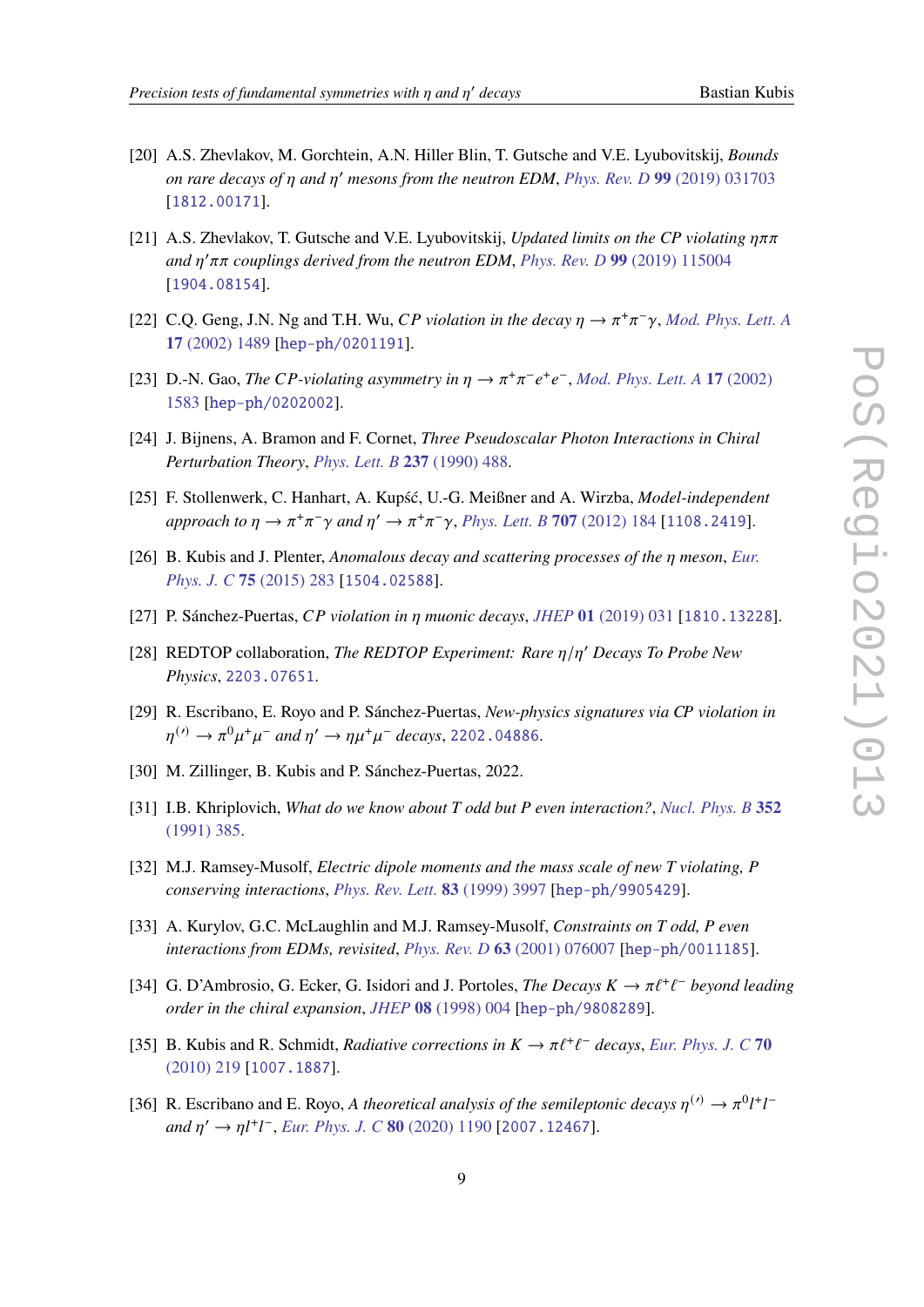[20] A.S. Zhevlakov, M. Gorchtein, A.N. Hiller Blin, T. Gutsche and V.E. Lyubovitskij, *Bounds on rare decays of $\eta$ and $\eta'$ mesons from the neutron EDM*, Phys. Rev. D **99** (2019) 031703 [1812.00171].

[21] A.S. Zhevlakov, T. Gutsche and V.E. Lyubovitskij, *Updated limits on the CP violating $\eta\pi\pi$ and $\eta'\pi\pi$ couplings derived from the neutron EDM*, Phys. Rev. D **99** (2019) 115004 [1904.08154].

[22] C.Q. Geng, J.N. Ng and T.H. Wu, *CP violation in the decay $\eta \to \pi^+\pi^-\gamma$*, Mod. Phys. Lett. A **17** (2002) 1489 [hep-ph/0201191].

[23] D.-N. Gao, *The CP-violating asymmetry in $\eta \to \pi^+\pi^-e^+e^-$*, Mod. Phys. Lett. A **17** (2002) 1583 [hep-ph/0202002].

[24] J. Bijnens, A. Bramon and F. Cornet, *Three Pseudoscalar Photon Interactions in Chiral Perturbation Theory*, Phys. Lett. B **237** (1990) 488.

[25] F. Stollenwerk, C. Hanhart, A. Kupść, U.-G. Meißner and A. Wirzba, *Model-independent approach to $\eta \to \pi^+\pi^-\gamma$ and $\eta' \to \pi^+\pi^-\gamma$*, Phys. Lett. B **707** (2012) 184 [1108.2419].

[26] B. Kubis and J. Plenter, *Anomalous decay and scattering processes of the $\eta$ meson*, Eur. Phys. J. C **75** (2015) 283 [1504.02588].

[27] P. Sánchez-Puertas, *CP violation in $\eta$ muonic decays*, JHEP **01** (2019) 031 [1810.13228].

[28] REDTOP collaboration, *The REDTOP Experiment: Rare $\eta/\eta'$ Decays To Probe New Physics*, 2203.07651.

[29] R. Escribano, E. Royo and P. Sánchez-Puertas, *New-physics signatures via CP violation in $\eta^{(\prime)} \to \pi^0\mu^+\mu^-$ and $\eta' \to \eta\mu^+\mu^-$ decays*, 2202.04886.

[30] M. Zillinger, B. Kubis and P. Sánchez-Puertas, 2022.

[31] I.B. Khriplovich, *What do we know about T odd but P even interaction?*, Nucl. Phys. B **352** (1991) 385.

[32] M.J. Ramsey-Musolf, *Electric dipole moments and the mass scale of new T violating, P conserving interactions*, Phys. Rev. Lett. **83** (1999) 3997 [hep-ph/9905429].

[33] A. Kurylov, G.C. McLaughlin and M.J. Ramsey-Musolf, *Constraints on T odd, P even interactions from EDMs, revisited*, Phys. Rev. D **63** (2001) 076007 [hep-ph/0011185].

[34] G. D'Ambrosio, G. Ecker, G. Isidori and J. Portoles, *The Decays $K \to \pi\ell^+\ell^-$ beyond leading order in the chiral expansion*, JHEP **08** (1998) 004 [hep-ph/9808289].

[35] B. Kubis and R. Schmidt, *Radiative corrections in $K \to \pi\ell^+\ell^-$ decays*, Eur. Phys. J. C **70** (2010) 219 [1007.1887].

[36] R. Escribano and E. Royo, *A theoretical analysis of the semileptonic decays $\eta^{(\prime)} \to \pi^0 l^+l^-$ and $\eta' \to \eta l^+l^-$*, Eur. Phys. J. C **80** (2020) 1190 [2007.12467].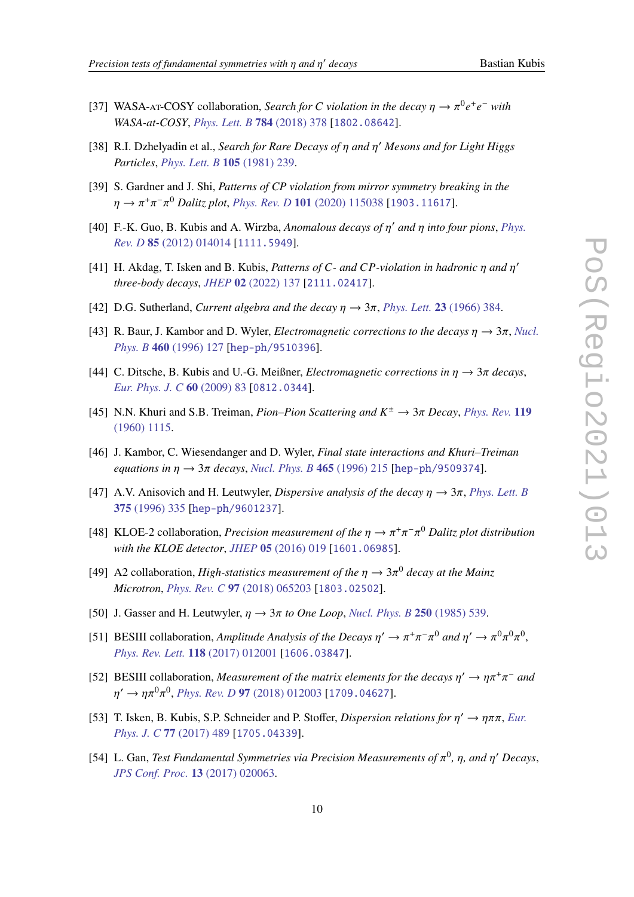[37] WASA-at-COSY collaboration, *Search for C violation in the decay $\eta \to \pi^0 e^+ e^-$ with WASA-at-COSY*, *Phys. Lett. B* **784** (2018) 378 [1802.08642].

[38] R.I. Dzhelyadin et al., *Search for Rare Decays of $\eta$ and $\eta'$ Mesons and for Light Higgs Particles*, *Phys. Lett. B* **105** (1981) 239.

[39] S. Gardner and J. Shi, *Patterns of CP violation from mirror symmetry breaking in the $\eta \to \pi^+\pi^-\pi^0$ Dalitz plot*, *Phys. Rev. D* **101** (2020) 115038 [1903.11617].

[40] F.-K. Guo, B. Kubis and A. Wirzba, *Anomalous decays of $\eta'$ and $\eta$ into four pions*, *Phys. Rev. D* **85** (2012) 014014 [1111.5949].

[41] H. Akdag, T. Isken and B. Kubis, *Patterns of C- and CP-violation in hadronic $\eta$ and $\eta'$ three-body decays*, *JHEP* **02** (2022) 137 [2111.02417].

[42] D.G. Sutherland, *Current algebra and the decay $\eta \to 3\pi$*, *Phys. Lett.* **23** (1966) 384.

[43] R. Baur, J. Kambor and D. Wyler, *Electromagnetic corrections to the decays $\eta \to 3\pi$*, *Nucl. Phys. B* **460** (1996) 127 [hep-ph/9510396].

[44] C. Ditsche, B. Kubis and U.-G. Meißner, *Electromagnetic corrections in $\eta \to 3\pi$ decays*, *Eur. Phys. J. C* **60** (2009) 83 [0812.0344].

[45] N.N. Khuri and S.B. Treiman, *Pion–Pion Scattering and $K^\pm \to 3\pi$ Decay*, *Phys. Rev.* **119** (1960) 1115.

[46] J. Kambor, C. Wiesendanger and D. Wyler, *Final state interactions and Khuri–Treiman equations in $\eta \to 3\pi$ decays*, *Nucl. Phys. B* **465** (1996) 215 [hep-ph/9509374].

[47] A.V. Anisovich and H. Leutwyler, *Dispersive analysis of the decay $\eta \to 3\pi$*, *Phys. Lett. B* **375** (1996) 335 [hep-ph/9601237].

[48] KLOE-2 collaboration, *Precision measurement of the $\eta \to \pi^+\pi^-\pi^0$ Dalitz plot distribution with the KLOE detector*, *JHEP* **05** (2016) 019 [1601.06985].

[49] A2 collaboration, *High-statistics measurement of the $\eta \to 3\pi^0$ decay at the Mainz Microtron*, *Phys. Rev. C* **97** (2018) 065203 [1803.02502].

[50] J. Gasser and H. Leutwyler, *$\eta \to 3\pi$ to One Loop*, *Nucl. Phys. B* **250** (1985) 539.

[51] BESIII collaboration, *Amplitude Analysis of the Decays $\eta' \to \pi^+\pi^-\pi^0$ and $\eta' \to \pi^0\pi^0\pi^0$*, *Phys. Rev. Lett.* **118** (2017) 012001 [1606.03847].

[52] BESIII collaboration, *Measurement of the matrix elements for the decays $\eta' \to \eta\pi^+\pi^-$ and $\eta' \to \eta\pi^0\pi^0$*, *Phys. Rev. D* **97** (2018) 012003 [1709.04627].

[53] T. Isken, B. Kubis, S.P. Schneider and P. Stoffer, *Dispersion relations for $\eta' \to \eta\pi\pi$*, *Eur. Phys. J. C* **77** (2017) 489 [1705.04339].

[54] L. Gan, *Test Fundamental Symmetries via Precision Measurements of $\pi^0$, $\eta$, and $\eta'$ Decays*, *JPS Conf. Proc.* **13** (2017) 020063.